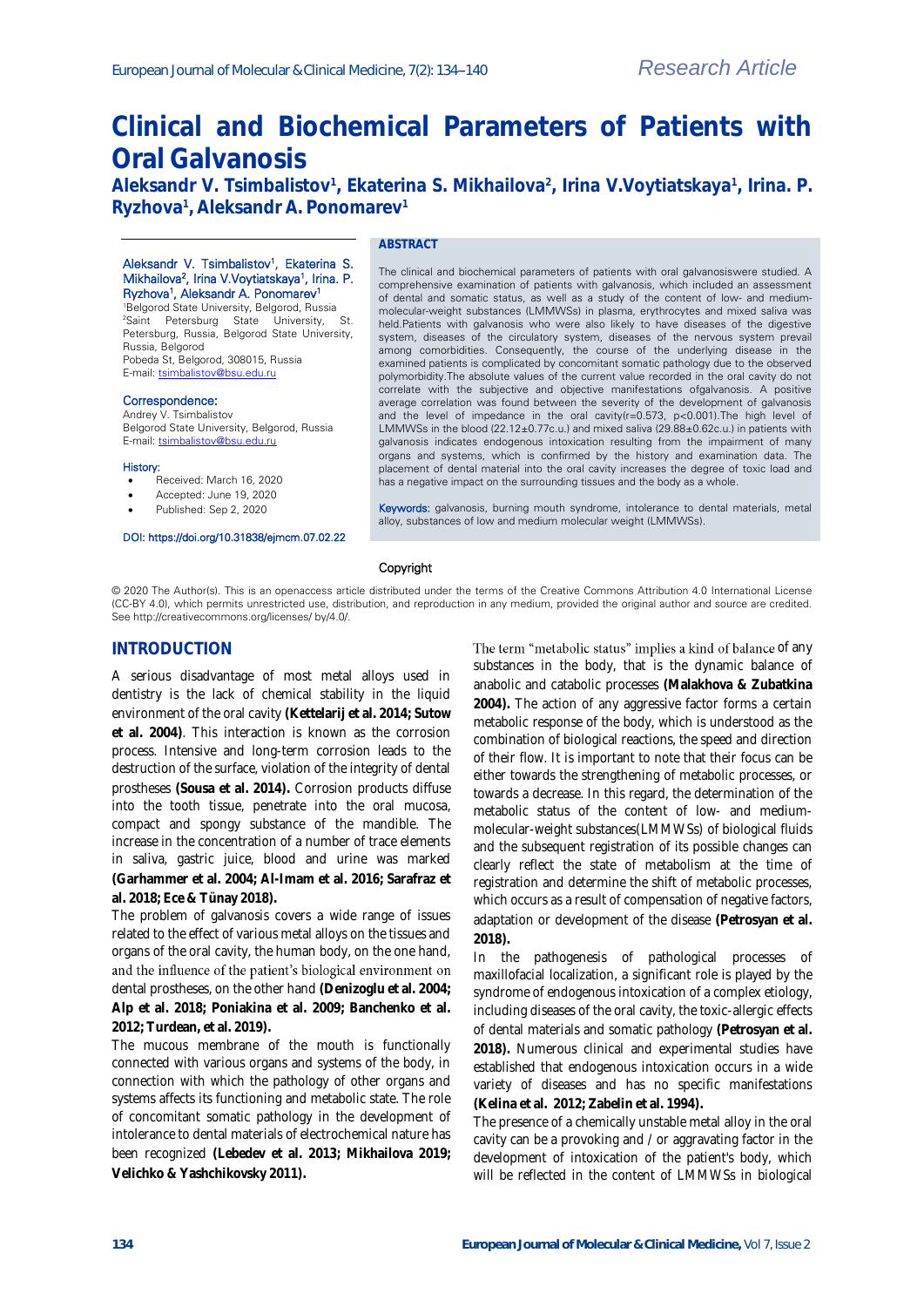Research Article

# Clinical and Biochemical Parameters of Patients with Oral Galvanosis

**Aleksandr V. Tsimbalistov[1], Ekaterina S. Mikhailova[2], Irina V.Voytiatskaya[1], Irina. P. Ryzhova[1], Aleksandr A. Ponomarev[1]**

Aleksandr V. Tsimbalistov[1], Ekaterina S. Mikhailova[2], Irina V.Voytiatskaya[1], Irina. P. Ryzhova[1], Aleksandr A. Ponomarev[1]
[1]Belgorod State University, Belgorod, Russia
[2]Saint Petersburg State University, St. Petersburg, Russia, Belgorod State University, Russia, Belgorod
Pobeda St, Belgorod, 308015, Russia
E-mail: tsimbalistov@bsu.edu.ru

Correspondence:
Andrey V. Tsimbalistov
Belgorod State University, Belgorod, Russia
E-mail: tsimbalistov@bsu.edu.ru

History:

- Received: March 16, 2020
- Accepted: June 19, 2020
- Published: Sep 2, 2020

DOI: https://doi.org/10.31838/ejmcm.07.02.22

**ABSTRACT**

The clinical and biochemical parameters of patients with oral galvanosiswere studied. A comprehensive examination of patients with galvanosis, which included an assessment of dental and somatic status, as well as a study of the content of low- and medium-molecular-weight substances (LMMWSs) in plasma, erythrocytes and mixed saliva was held.Patients with galvanosis who were also likely to have diseases of the digestive system, diseases of the circulatory system, diseases of the nervous system prevail among comorbidities. Consequently, the course of the underlying disease in the examined patients is complicated by concomitant somatic pathology due to the observed polymorbidity.The absolute values of the current value recorded in the oral cavity do not correlate with the subjective and objective manifestations ofgalvanosis. A positive average correlation was found between the severity of the development of galvanosis and the level of impedance in the oral cavity(r=0.573, p<0.001).The high level of LMMWSs in the blood (22.12±0.77c.u.) and mixed saliva (29.88±0.62c.u.) in patients with galvanosis indicates endogenous intoxication resulting from the impairment of many organs and systems, which is confirmed by the history and examination data. The placement of dental material into the oral cavity increases the degree of toxic load and has a negative impact on the surrounding tissues and the body as a whole.

Keywords: galvanosis, burning mouth syndrome, intolerance to dental materials, metal alloy, substances of low and medium molecular weight (LMMWSs).

Copyright

© 2020 The Author(s). This is an openaccess article distributed under the terms of the Creative Commons Attribution 4.0 International License (CC-BY 4.0), which permits unrestricted use, distribution, and reproduction in any medium, provided the original author and source are credited. See http://creativecommons.org/licenses/ by/4.0/.

## INTRODUCTION

A serious disadvantage of most metal alloys used in dentistry is the lack of chemical stability in the liquid environment of the oral cavity **(Kettelarij et al. 2014; Sutow et al. 2004)**. This interaction is known as the corrosion process. Intensive and long-term corrosion leads to the destruction of the surface, violation of the integrity of dental prostheses **(Sousa et al. 2014).** Corrosion products diffuse into the tooth tissue, penetrate into the oral mucosa, compact and spongy substance of the mandible. The increase in the concentration of a number of trace elements in saliva, gastric juice, blood and urine was marked **(Garhammer et al. 2004; Al-Imam et al. 2016; Sarafraz et al. 2018; Ece & Tünay 2018).**

The problem of galvanosis covers a wide range of issues related to the effect of various metal alloys on the tissues and organs of the oral cavity, the human body, on the one hand, and the influence of the patient's biological environment on dental prostheses, on the other hand **(Denizoglu et al. 2004; Alp et al. 2018; Poniakina et al. 2009; Banchenko et al. 2012; Turdean, et al. 2019).**

The mucous membrane of the mouth is functionally connected with various organs and systems of the body, in connection with which the pathology of other organs and systems affects its functioning and metabolic state. The role of concomitant somatic pathology in the development of intolerance to dental materials of electrochemical nature has been recognized **(Lebedev et al. 2013; Mikhailova 2019; Velichko & Yashchikovsky 2011).**

The term "metabolic status" implies a kind of balance of any substances in the body, that is the dynamic balance of anabolic and catabolic processes **(Malakhova & Zubatkina 2004).** The action of any aggressive factor forms a certain metabolic response of the body, which is understood as the combination of biological reactions, the speed and direction of their flow. It is important to note that their focus can be either towards the strengthening of metabolic processes, or towards a decrease. In this regard, the determination of the metabolic status of the content of low- and medium-molecular-weight substances(LMMWSs) of biological fluids and the subsequent registration of its possible changes can clearly reflect the state of metabolism at the time of registration and determine the shift of metabolic processes, which occurs as a result of compensation of negative factors, adaptation or development of the disease **(Petrosyan et al. 2018).**

In the pathogenesis of pathological processes of maxillofacial localization, a significant role is played by the syndrome of endogenous intoxication of a complex etiology, including diseases of the oral cavity, the toxic-allergic effects of dental materials and somatic pathology **(Petrosyan et al. 2018).** Numerous clinical and experimental studies have established that endogenous intoxication occurs in a wide variety of diseases and has no specific manifestations **(Kelina et al. 2012; Zabelin et al. 1994).**

The presence of a chemically unstable metal alloy in the oral cavity can be a provoking and / or aggravating factor in the development of intoxication of the patient's body, which will be reflected in the content of LMMWSs in biological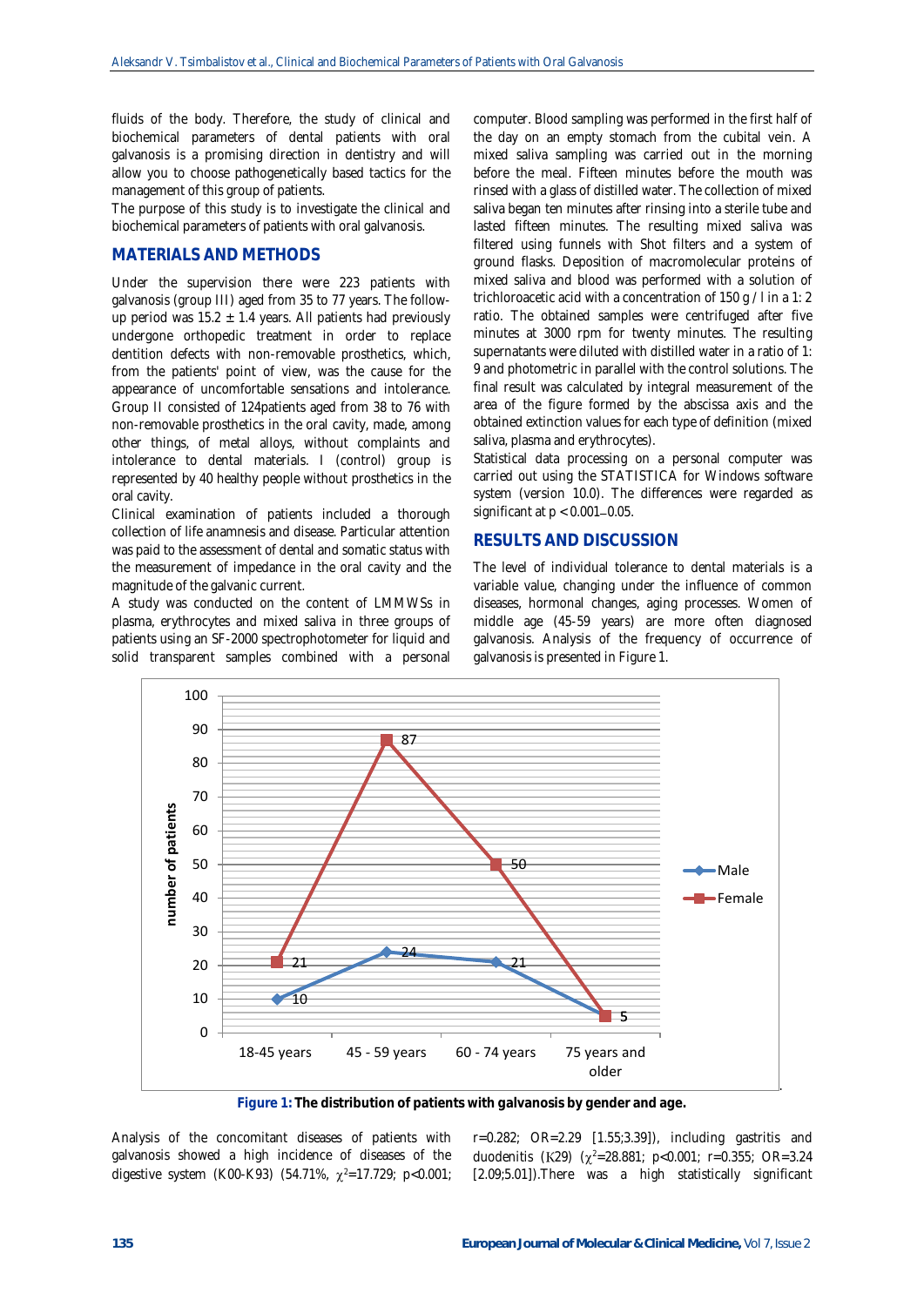fluids of the body. Therefore, the study of clinical and biochemical parameters of dental patients with oral galvanosis is a promising direction in dentistry and will allow you to choose pathogenetically based tactics for the management of this group of patients.

The purpose of this study is to investigate the clinical and biochemical parameters of patients with oral galvanosis.

## MATERIALS AND METHODS

Under the supervision there were 223 patients with galvanosis (group III) aged from 35 to 77 years. The follow-up period was 15.2 ± 1.4 years. All patients had previously undergone orthopedic treatment in order to replace dentition defects with non-removable prosthetics, which, from the patients' point of view, was the cause for the appearance of uncomfortable sensations and intolerance. Group II consisted of 124patients aged from 38 to 76 with non-removable prosthetics in the oral cavity, made, among other things, of metal alloys, without complaints and intolerance to dental materials. I (control) group is represented by 40 healthy people without prosthetics in the oral cavity.

Clinical examination of patients included a thorough collection of life anamnesis and disease. Particular attention was paid to the assessment of dental and somatic status with the measurement of impedance in the oral cavity and the magnitude of the galvanic current.

A study was conducted on the content of LMMWSs in plasma, erythrocytes and mixed saliva in three groups of patients using an SF-2000 spectrophotometer for liquid and solid transparent samples combined with a personal computer. Blood sampling was performed in the first half of the day on an empty stomach from the cubital vein. A mixed saliva sampling was carried out in the morning before the meal. Fifteen minutes before the mouth was rinsed with a glass of distilled water. The collection of mixed saliva began ten minutes after rinsing into a sterile tube and lasted fifteen minutes. The resulting mixed saliva was filtered using funnels with Shot filters and a system of ground flasks. Deposition of macromolecular proteins of mixed saliva and blood was performed with a solution of trichloroacetic acid with a concentration of 150 g / l in a 1: 2 ratio. The obtained samples were centrifuged after five minutes at 3000 rpm for twenty minutes. The resulting supernatants were diluted with distilled water in a ratio of 1: 9 and photometric in parallel with the control solutions. The final result was calculated by integral measurement of the area of the figure formed by the abscissa axis and the obtained extinction values for each type of definition (mixed saliva, plasma and erythrocytes).

Statistical data processing on a personal computer was carried out using the STATISTICA for Windows software system (version 10.0). The differences were regarded as significant at $p < 0.001$–$0.05$.

## RESULTS AND DISCUSSION

The level of individual tolerance to dental materials is a variable value, changing under the influence of common diseases, hormonal changes, aging processes. Women of middle age (45-59 years) are more often diagnosed galvanosis. Analysis of the frequency of occurrence of galvanosis is presented in Figure 1.

**Figure 1:** **The distribution of patients with galvanosis by gender and age.**

Analysis of the concomitant diseases of patients with galvanosis showed a high incidence of diseases of the digestive system (K00-K93) (54.71%, $\chi^2$=17.729; p<0.001; r=0.282; OR=2.29 [1.55;3.39]), including gastritis and duodenitis (K29) ($\chi^2$=28.881; p<0.001; r=0.355; OR=3.24 [2.09;5.01]).There was a high statistically significant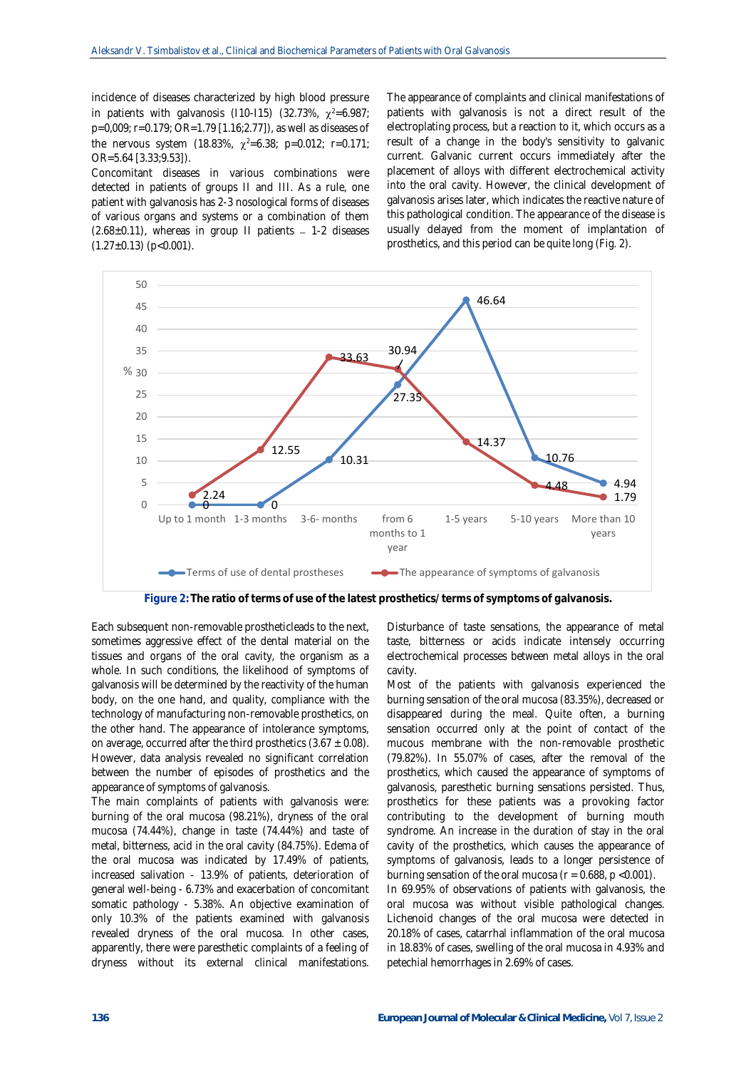incidence of diseases characterized by high blood pressure in patients with galvanosis (I10-I15) (32.73%, $\chi^2$=6.987; p=0,009; r=0.179; OR=1.79 [1.16;2.77]), as well as diseases of the nervous system (18.83%, $\chi^2$=6.38; p=0.012; r=0.171; OR=5.64 [3.33;9.53]).

Concomitant diseases in various combinations were detected in patients of groups II and III. As a rule, one patient with galvanosis has 2-3 nosological forms of diseases of various organs and systems or a combination of them (2.68±0.11), whereas in group II patients – 1-2 diseases (1.27±0.13) (p<0.001).

The appearance of complaints and clinical manifestations of patients with galvanosis is not a direct result of the electroplating process, but a reaction to it, which occurs as a result of a change in the body's sensitivity to galvanic current. Galvanic current occurs immediately after the placement of alloys with different electrochemical activity into the oral cavity. However, the clinical development of galvanosis arises later, which indicates the reactive nature of this pathological condition. The appearance of the disease is usually delayed from the moment of implantation of prosthetics, and this period can be quite long (Fig. 2).

| % | Up to 1 month | 1-3 months | 3-6- months | from 6 months to 1 year | 1-5 years | 5-10 years | More than 10 years |
|---|---|---|---|---|---|---|---|
| Terms of use of dental prostheses | 0 | 0 | 10.31 | 27.35 | 46.64 | 10.76 | 4.94 |
| The appearance of symptoms of galvanosis | 2.24 | 12.55 | 33.63 | 30.94 | 14.37 | 4.48 | 1.79 |

**Figure 2: The ratio of terms of use of the latest prosthetics/ terms of symptoms of galvanosis.**

Each subsequent non-removable prostheticleads to the next, sometimes aggressive effect of the dental material on the tissues and organs of the oral cavity, the organism as a whole. In such conditions, the likelihood of symptoms of galvanosis will be determined by the reactivity of the human body, on the one hand, and quality, compliance with the technology of manufacturing non-removable prosthetics, on the other hand. The appearance of intolerance symptoms, on average, occurred after the third prosthetics (3.67 ± 0.08). However, data analysis revealed no significant correlation between the number of episodes of prosthetics and the appearance of symptoms of galvanosis.

The main complaints of patients with galvanosis were: burning of the oral mucosa (98.21%), dryness of the oral mucosa (74.44%), change in taste (74.44%) and taste of metal, bitterness, acid in the oral cavity (84.75%). Edema of the oral mucosa was indicated by 17.49% of patients, increased salivation - 13.9% of patients, deterioration of general well-being - 6.73% and exacerbation of concomitant somatic pathology - 5.38%. An objective examination of only 10.3% of the patients examined with galvanosis revealed dryness of the oral mucosa. In other cases, apparently, there were paresthetic complaints of a feeling of dryness without its external clinical manifestations. Disturbance of taste sensations, the appearance of metal taste, bitterness or acids indicate intensely occurring electrochemical processes between metal alloys in the oral cavity.

Most of the patients with galvanosis experienced the burning sensation of the oral mucosa (83.35%), decreased or disappeared during the meal. Quite often, a burning sensation occurred only at the point of contact of the mucous membrane with the non-removable prosthetic (79.82%). In 55.07% of cases, after the removal of the prosthetics, which caused the appearance of symptoms of galvanosis, paresthetic burning sensations persisted. Thus, prosthetics for these patients was a provoking factor contributing to the development of burning mouth syndrome. An increase in the duration of stay in the oral cavity of the prosthetics, which causes the appearance of symptoms of galvanosis, leads to a longer persistence of burning sensation of the oral mucosa (r = 0.688, p <0.001).

In 69.95% of observations of patients with galvanosis, the oral mucosa was without visible pathological changes. Lichenoid changes of the oral mucosa were detected in 20.18% of cases, catarrhal inflammation of the oral mucosa in 18.83% of cases, swelling of the oral mucosa in 4.93% and petechial hemorrhages in 2.69% of cases.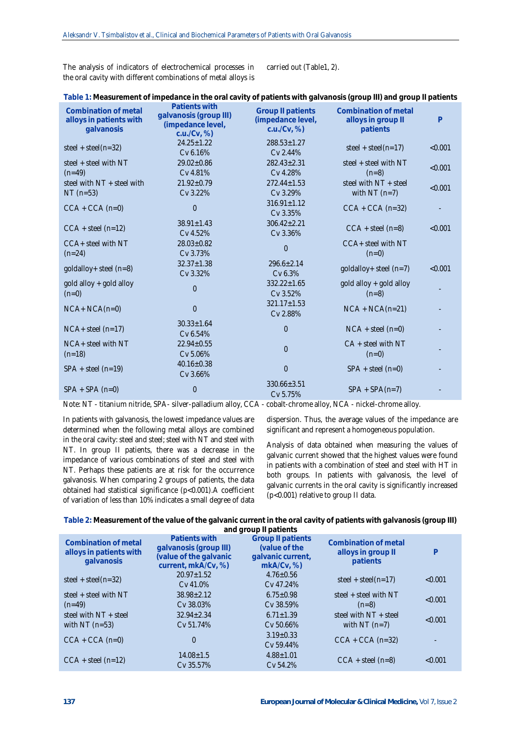The analysis of indicators of electrochemical processes in the oral cavity with different combinations of metal alloys is carried out (Table1, 2).

**Table 1:** **Measurement of impedance in the oral cavity of patients with galvanosis (group III) and group II patients**

| Combination of metal alloys in patients with galvanosis | Patients with galvanosis (group III) (impedance level, c.u./Cv, %) | Group II patients (impedance level, c.u./Cv, %) | Combination of metal alloys in group II patients | P |
|---|---|---|---|---|
| steel + steel(n=32) | 24.25±1.22 Cv 6.16% | 288.53±1.27 Cv 2.44% | steel + steel(n=17) | <0.001 |
| steel + steel with NT (n=49) | 29.02±0.86 Cv 4.81% | 282.43±2.31 Cv 4.28% | steel + steel with NT (n=8) | <0.001 |
| steel with NT + steel with NT (n=53) | 21.92±0.79 Cv 3.22% | 272.44±1.53 Cv 3.29% | steel with NT + steel with NT (n=7) | <0.001 |
| CCA + CCA (n=0) | 0 | 316.91±1.12 Cv 3.35% | CCA + CCA (n=32) | - |
| CCA + steel (n=12) | 38.91±1.43 Cv 4.52% | 306.42±2.21 Cv 3.36% | CCA + steel (n=8) | <0.001 |
| CCA+ steel with NT (n=24) | 28.03±0.82 Cv 3.73% | 0 | CCA+ steel with NT (n=0) | |
| goldalloy+ steel (n=8) | 32.37±1.38 Cv 3.32% | 296.6±2.14 Cv 6.3% | goldalloy+ steel (n=7) | <0.001 |
| gold alloy + gold alloy (n=0) | 0 | 332.22±1.65 Cv 3.52% | gold alloy + gold alloy (n=8) | - |
| NCA+ NCA(n=0) | 0 | 321.17±1.53 Cv 2.88% | NCA + NCA(n=21) | - |
| NCA+ steel (n=17) | 30.33±1.64 Cv 6.54% | 0 | NCA + steel (n=0) | - |
| NCA+ steel with NT (n=18) | 22.94±0.55 Cv 5.06% | 0 | CA + steel with NT (n=0) | - |
| SPA + steel (n=19) | 40.16±0.38 Cv 3.66% | 0 | SPA + steel (n=0) | - |
| SPA + SPA (n=0) | 0 | 330.66±3.51 Cv 5.75% | SPA + SPA(n=7) | - |

Note: NT - titanium nitride, SPA- silver-palladium alloy, CCA - cobalt-chrome alloy, NCA - nickel-chrome alloy.

In patients with galvanosis, the lowest impedance values are determined when the following metal alloys are combined in the oral cavity: steel and steel; steel with NT and steel with NT. In group II patients, there was a decrease in the impedance of various combinations of steel and steel with NT. Perhaps these patients are at risk for the occurrence galvanosis. When comparing 2 groups of patients, the data obtained had statistical significance ($p<0.001$).A coefficient of variation of less than 10% indicates a small degree of data dispersion. Thus, the average values of the impedance are significant and represent a homogeneous population.

Analysis of data obtained when measuring the values of galvanic current showed that the highest values were found in patients with a combination of steel and steel with HT in both groups. In patients with galvanosis, the level of galvanic currents in the oral cavity is significantly increased ($p<0.001$) relative to group II data.

**Table 2:** **Measurement of the value of the galvanic current in the oral cavity of patients with galvanosis (group III) and group II patients**

| Combination of metal alloys in patients with galvanosis | Patients with galvanosis (group III) (value of the galvanic current, mkA/Cv, %) | Group II patients (value of the galvanic current, mkA/Cv, %) | Combination of metal alloys in group II patients | P |
|---|---|---|---|---|
| steel + steel(n=32) | 20.97±1.52 Cv 41.0% | 4.76±0.56 Cv 47.24% | steel + steel(n=17) | <0.001 |
| steel + steel with NT (n=49) | 38.98±2.12 Cv 38.03% | 6.75±0.98 Cv 38.59% | steel + steel with NT (n=8) | <0.001 |
| steel with NT + steel with NT (n=53) | 32.94±2.34 Cv 51.74% | 6.71±1.39 Cv 50.66% | steel with NT + steel with NT (n=7) | <0.001 |
| CCA + CCA (n=0) | 0 | 3.19±0.33 Cv 59.44% | CCA + CCA (n=32) | - |
| CCA + steel (n=12) | 14.08±1.5 Cv 35.57% | 4.88±1.01 Cv 54.2% | CCA + steel (n=8) | <0.001 |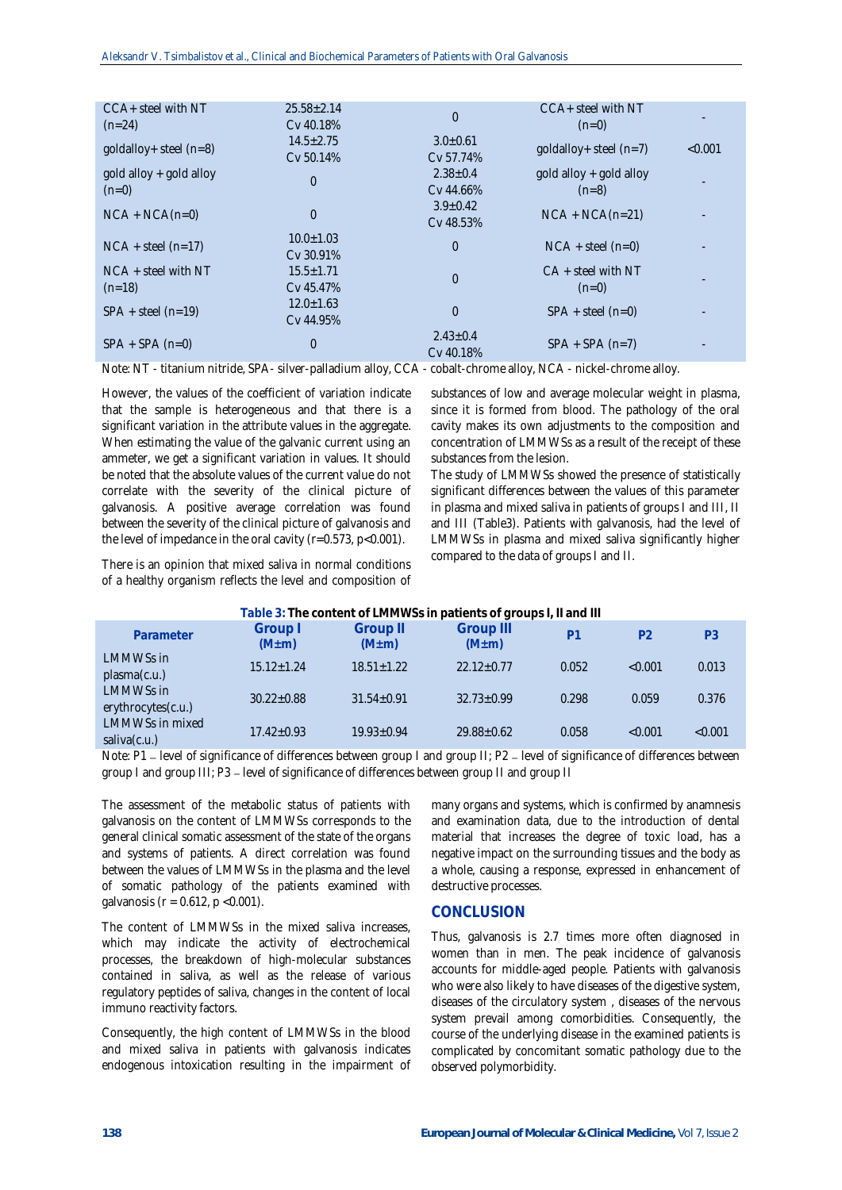| | | | | |
|---|---|---|---|---|
| CCA+ steel with NT (n=24) | 25.58±2.14 Cv 40.18% | 0 | CCA+ steel with NT (n=0) | - |
| goldalloy+ steel (n=8) | 14.5±2.75 Cv 50.14% | 3.0±0.61 Cv 57.74% | goldalloy+ steel (n=7) | <0.001 |
| gold alloy + gold alloy (n=0) | 0 | 2.38±0.4 Cv 44.66% | gold alloy + gold alloy (n=8) | - |
| NCA + NCA(n=0) | 0 | 3.9±0.42 Cv 48.53% | NCA + NCA(n=21) | - |
| NCA + steel (n=17) | 10.0±1.03 Cv 30.91% | 0 | NCA + steel (n=0) | - |
| NCA + steel with NT (n=18) | 15.5±1.71 Cv 45.47% | 0 | CA + steel with NT (n=0) | - |
| SPA + steel (n=19) | 12.0±1.63 Cv 44.95% | 0 | SPA + steel (n=0) | - |
| SPA + SPA (n=0) | 0 | 2.43±0.4 Cv 40.18% | SPA + SPA (n=7) | - |

Note: NT - titanium nitride, SPA- silver-palladium alloy, CCA - cobalt-chrome alloy, NCA - nickel-chrome alloy.

However, the values of the coefficient of variation indicate that the sample is heterogeneous and that there is a significant variation in the attribute values in the aggregate. When estimating the value of the galvanic current using an ammeter, we get a significant variation in values. It should be noted that the absolute values of the current value do not correlate with the severity of the clinical picture of galvanosis. A positive average correlation was found between the severity of the clinical picture of galvanosis and the level of impedance in the oral cavity ($r=0.573$, $p<0.001$).

There is an opinion that mixed saliva in normal conditions of a healthy organism reflects the level and composition of substances of low and average molecular weight in plasma, since it is formed from blood. The pathology of the oral cavity makes its own adjustments to the composition and concentration of LMMWSs as a result of the receipt of these substances from the lesion.

The study of LMMWSs showed the presence of statistically significant differences between the values of this parameter in plasma and mixed saliva in patients of groups I and III, II and III (Table3). Patients with galvanosis, had the level of LMMWSs in plasma and mixed saliva significantly higher compared to the data of groups I and II.

**Table 3: The content of LMMWSs in patients of groups I, II and III**

| Parameter | Group I (M±m) | Group II (M±m) | Group III (M±m) | P1 | P2 | P3 |
|---|---|---|---|---|---|---|
| LMMWSs in plasma(c.u.) | 15.12±1.24 | 18.51±1.22 | 22.12±0.77 | 0.052 | <0.001 | 0.013 |
| LMMWSs in erythrocytes(c.u.) | 30.22±0.88 | 31.54±0.91 | 32.73±0.99 | 0.298 | 0.059 | 0.376 |
| LMMWSs in mixed saliva(c.u.) | 17.42±0.93 | 19.93±0.94 | 29.88±0.62 | 0.058 | <0.001 | <0.001 |

Note: P1 – level of significance of differences between group I and group II; P2 – level of significance of differences between group I and group III; P3 – level of significance of differences between group II and group II

The assessment of the metabolic status of patients with galvanosis on the content of LMMWSs corresponds to the general clinical somatic assessment of the state of the organs and systems of patients. A direct correlation was found between the values of LMMWSs in the plasma and the level of somatic pathology of the patients examined with galvanosis ($r = 0.612$, $p <0.001$).

The content of LMMWSs in the mixed saliva increases, which may indicate the activity of electrochemical processes, the breakdown of high-molecular substances contained in saliva, as well as the release of various regulatory peptides of saliva, changes in the content of local immuno reactivity factors.

Consequently, the high content of LMMWSs in the blood and mixed saliva in patients with galvanosis indicates endogenous intoxication resulting in the impairment of many organs and systems, which is confirmed by anamnesis and examination data, due to the introduction of dental material that increases the degree of toxic load, has a negative impact on the surrounding tissues and the body as a whole, causing a response, expressed in enhancement of destructive processes.

## CONCLUSION

Thus, galvanosis is 2.7 times more often diagnosed in women than in men. The peak incidence of galvanosis accounts for middle-aged people. Patients with galvanosis who were also likely to have diseases of the digestive system, diseases of the circulatory system , diseases of the nervous system prevail among comorbidities. Consequently, the course of the underlying disease in the examined patients is complicated by concomitant somatic pathology due to the observed polymorbidity.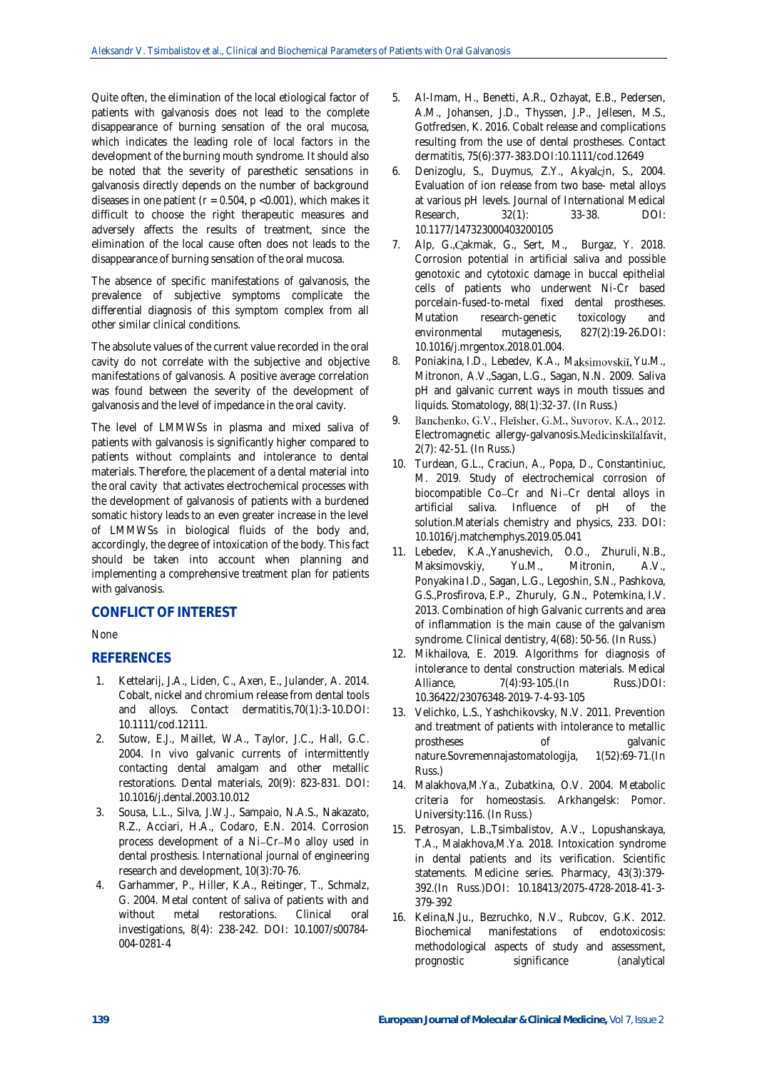Quite often, the elimination of the local etiological factor of patients with galvanosis does not lead to the complete disappearance of burning sensation of the oral mucosa, which indicates the leading role of local factors in the development of the burning mouth syndrome. It should also be noted that the severity of paresthetic sensations in galvanosis directly depends on the number of background diseases in one patient ($r = 0.504$, $p < 0.001$), which makes it difficult to choose the right therapeutic measures and adversely affects the results of treatment, since the elimination of the local cause often does not leads to the disappearance of burning sensation of the oral mucosa.

The absence of specific manifestations of galvanosis, the prevalence of subjective symptoms complicate the differential diagnosis of this symptom complex from all other similar clinical conditions.

The absolute values of the current value recorded in the oral cavity do not correlate with the subjective and objective manifestations of galvanosis. A positive average correlation was found between the severity of the development of galvanosis and the level of impedance in the oral cavity.

The level of LMMWSs in plasma and mixed saliva of patients with galvanosis is significantly higher compared to patients without complaints and intolerance to dental materials. Therefore, the placement of a dental material into the oral cavity that activates electrochemical processes with the development of galvanosis of patients with a burdened somatic history leads to an even greater increase in the level of LMMWSs in biological fluids of the body and, accordingly, the degree of intoxication of the body. This fact should be taken into account when planning and implementing a comprehensive treatment plan for patients with galvanosis.

## CONFLICT OF INTEREST

None

## REFERENCES

1. Kettelarij, J.A., Liden, C., Axen, E., Julander, A. 2014. Cobalt, nickel and chromium release from dental tools and alloys. Contact dermatitis,70(1):3-10.DOI: 10.1111/cod.12111.
2. Sutow, E.J., Maillet, W.A., Taylor, J.C., Hall, G.C. 2004. In vivo galvanic currents of intermittently contacting dental amalgam and other metallic restorations. Dental materials, 20(9): 823-831. DOI: 10.1016/j.dental.2003.10.012
3. Sousa, L.L., Silva, J.W.J., Sampaio, N.A.S., Nakazato, R.Z., Acciari, H.A., Codaro, E.N. 2014. Corrosion process development of a Ni–Cr–Mo alloy used in dental prosthesis. International journal of engineering research and development, 10(3):70-76.
4. Garhammer, P., Hiller, K.A., Reitinger, T., Schmalz, G. 2004. Metal content of saliva of patients with and without metal restorations. Clinical oral investigations, 8(4): 238-242. DOI: 10.1007/s00784-004-0281-4
5. Al-Imam, H., Benetti, A.R., Ozhayat, E.B., Pedersen, A.M., Johansen, J.D., Thyssen, J.P., Jellesen, M.S., Gotfredsen, K. 2016. Cobalt release and complications resulting from the use of dental prostheses. Contact dermatitis, 75(6):377-383.DOI:10.1111/cod.12649
6. Denizoglu, S., Duymus, Z.Y., Akyalçin, S., 2004. Evaluation of ion release from two base- metal alloys at various pH levels. Journal of International Medical Research, 32(1): 33-38. DOI: 10.1177/147323000403200105
7. Alp, G.,Çakmak, G., Sert, M., Burgaz, Y. 2018. Corrosion potential in artificial saliva and possible genotoxic and cytotoxic damage in buccal epithelial cells of patients who underwent Ni-Cr based porcelain-fused-to-metal fixed dental prostheses. Mutation research-genetic toxicology and environmental mutagenesis, 827(2):19-26.DOI: 10.1016/j.mrgentox.2018.01.004.
8. Poniakina, I.D., Lebedev, K.A., Maksimovskiĭ, Yu.M., Mitronon, A.V.,Sagan, L.G., Sagan, N.N. 2009. Saliva pH and galvanic current ways in mouth tissues and liquids. Stomatology, 88(1):32-37. (In Russ.)
9. Banchenko, G.V., Fleĭsher, G.M., Suvorov, K.A., 2012. Electromagnetic allergy-galvanosis.Medicinskiĭalfavit, 2(7): 42-51. (In Russ.)
10. Turdean, G.L., Craciun, A., Popa, D., Constantiniuc, M. 2019. Study of electrochemical corrosion of biocompatible Co–Cr and Ni–Cr dental alloys in artificial saliva. Influence of pH of the solution.Materials chemistry and physics, 233. DOI: 10.1016/j.matchemphys.2019.05.041
11. Lebedev, K.A.,Yanushevich, O.O., Zhuruli, N.B., Maksimovskiy, Yu.M., Mitronin, A.V., Ponyakina I.D., Sagan, L.G., Legoshin, S.N., Pashkova, G.S.,Prosfirova, E.P., Zhuruly, G.N., Potemkina, I.V. 2013. Combination of high Galvanic currents and area of inflammation is the main cause of the galvanism syndrome. Clinical dentistry, 4(68): 50-56. (In Russ.)
12. Mikhailova, E. 2019. Algorithms for diagnosis of intolerance to dental construction materials. Medical Alliance, 7(4):93-105.(In Russ.)DOI: 10.36422/23076348-2019-7-4-93-105
13. Velichko, L.S., Yashchikovsky, N.V. 2011. Prevention and treatment of patients with intolerance to metallic prostheses of galvanic nature.Sovremennajastomatologija, 1(52):69-71.(In Russ.)
14. Malakhova,M.Ya., Zubatkina, O.V. 2004. Metabolic criteria for homeostasis. Arkhangelsk: Pomor. University:116. (In Russ.)
15. Petrosyan, L.B.,Tsimbalistov, A.V., Lopushanskaya, T.A., Malakhova,M.Ya. 2018. Intoxication syndrome in dental patients and its verification. Scientific statements. Medicine series. Pharmacy, 43(3):379-392.(In Russ.)DOI: 10.18413/2075-4728-2018-41-3-379-392
16. Kelina,N.Ju., Bezruchko, N.V., Rubcov, G.K. 2012. Biochemical manifestations of endotoxicosis: methodological aspects of study and assessment, prognostic significance (analytical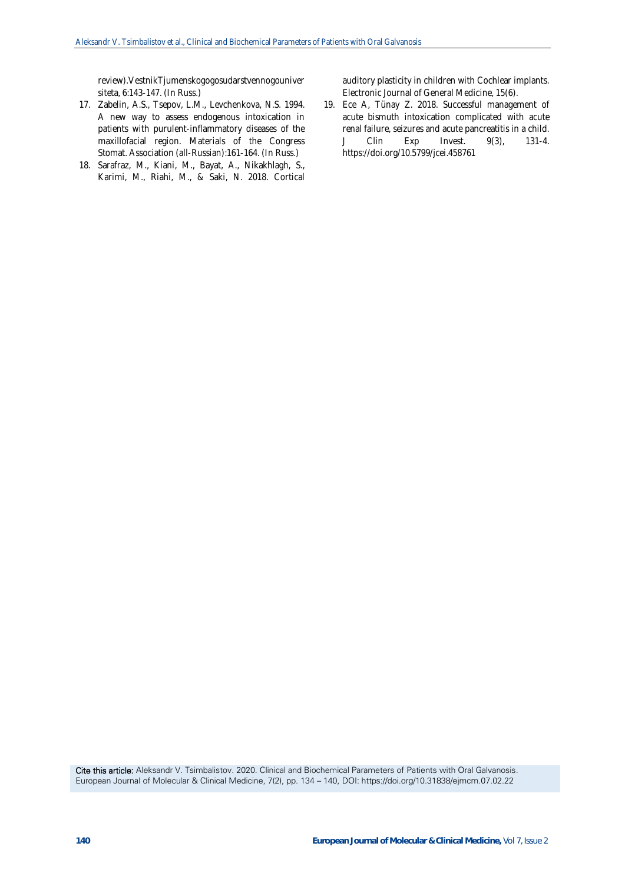review).VestnikTjumenskogogosudarstvennogouniversiteta, 6:143-147. (In Russ.)

17. Zabelin, A.S., Tsepov, L.M., Levchenkova, N.S. 1994. A new way to assess endogenous intoxication in patients with purulent-inflammatory diseases of the maxillofacial region. Materials of the Congress Stomat. Association (all-Russian):161-164. (In Russ.)
18. Sarafraz, M., Kiani, M., Bayat, A., Nikakhlagh, S., Karimi, M., Riahi, M., & Saki, N. 2018. Cortical auditory plasticity in children with Cochlear implants. Electronic Journal of General Medicine, 15(6).
19. Ece A, Tünay Z. 2018. Successful management of acute bismuth intoxication complicated with acute renal failure, seizures and acute pancreatitis in a child. J Clin Exp Invest. 9(3), 131-4. https://doi.org/10.5799/jcei.458761

**Cite this article:** Aleksandr V. Tsimbalistov. 2020. Clinical and Biochemical Parameters of Patients with Oral Galvanosis. European Journal of Molecular & Clinical Medicine, 7(2), pp. 134 – 140, DOI: https://doi.org/10.31838/ejmcm.07.02.22